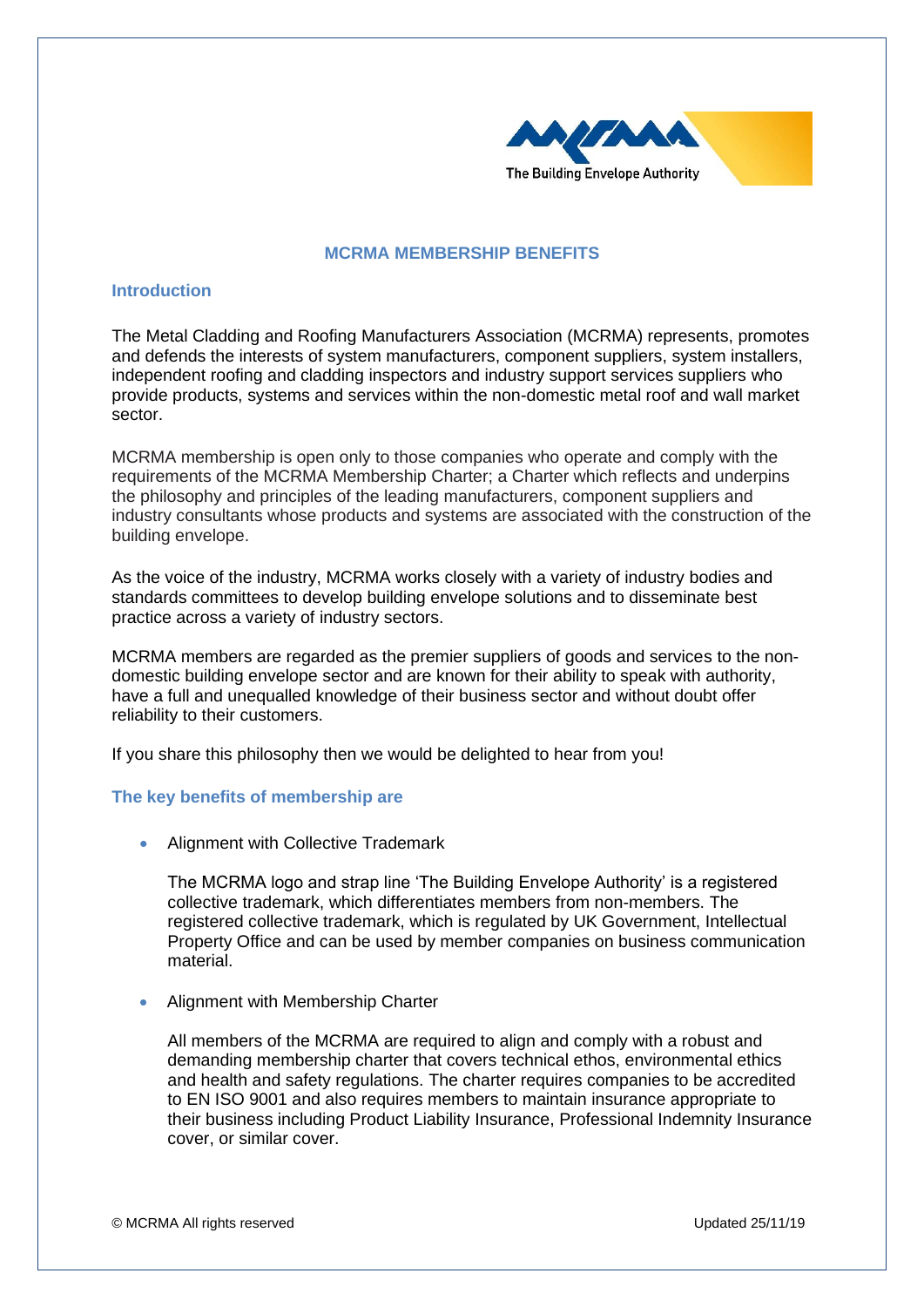The Building Envelope Authority

# MCRMA MEMBERSHIP BENEFITS

## Introduction

The Metal Cladding and Roofing Manufacturers Association (MCRMA) represents, promotes and defends the interests of system manufacturers, component suppliers, system installers, independent roofing and cladding inspectors and industry support services suppliers who provide products, systems and services within the non-domestic metal roof and wall market sector.

MCRMA membership is open only to those companies who operate and comply with the requirements of the MCRMA Membership Charter; a Charter which reflects and underpins the philosophy and principles of the leading manufacturers, component suppliers and industry consultants whose products and systems are associated with the construction of the building envelope.

As the voice of the industry, MCRMA works closely with a variety of industry bodies and standards committees to develop building envelope solutions and to disseminate best practice across a variety of industry sectors.

MCRMA members are regarded as the premier suppliers of goods and services to the non-domestic building envelope sector and are known for their ability to speak with authority, have a full and unequalled knowledge of their business sector and without doubt offer reliability to their customers.

If you share this philosophy then we would be delighted to hear from you!

## The key benefits of membership are

- Alignment with Collective Trademark

  The MCRMA logo and strap line 'The Building Envelope Authority' is a registered collective trademark, which differentiates members from non-members. The registered collective trademark, which is regulated by UK Government, Intellectual Property Office and can be used by member companies on business communication material.

- Alignment with Membership Charter

  All members of the MCRMA are required to align and comply with a robust and demanding membership charter that covers technical ethos, environmental ethics and health and safety regulations. The charter requires companies to be accredited to EN ISO 9001 and also requires members to maintain insurance appropriate to their business including Product Liability Insurance, Professional Indemnity Insurance cover, or similar cover.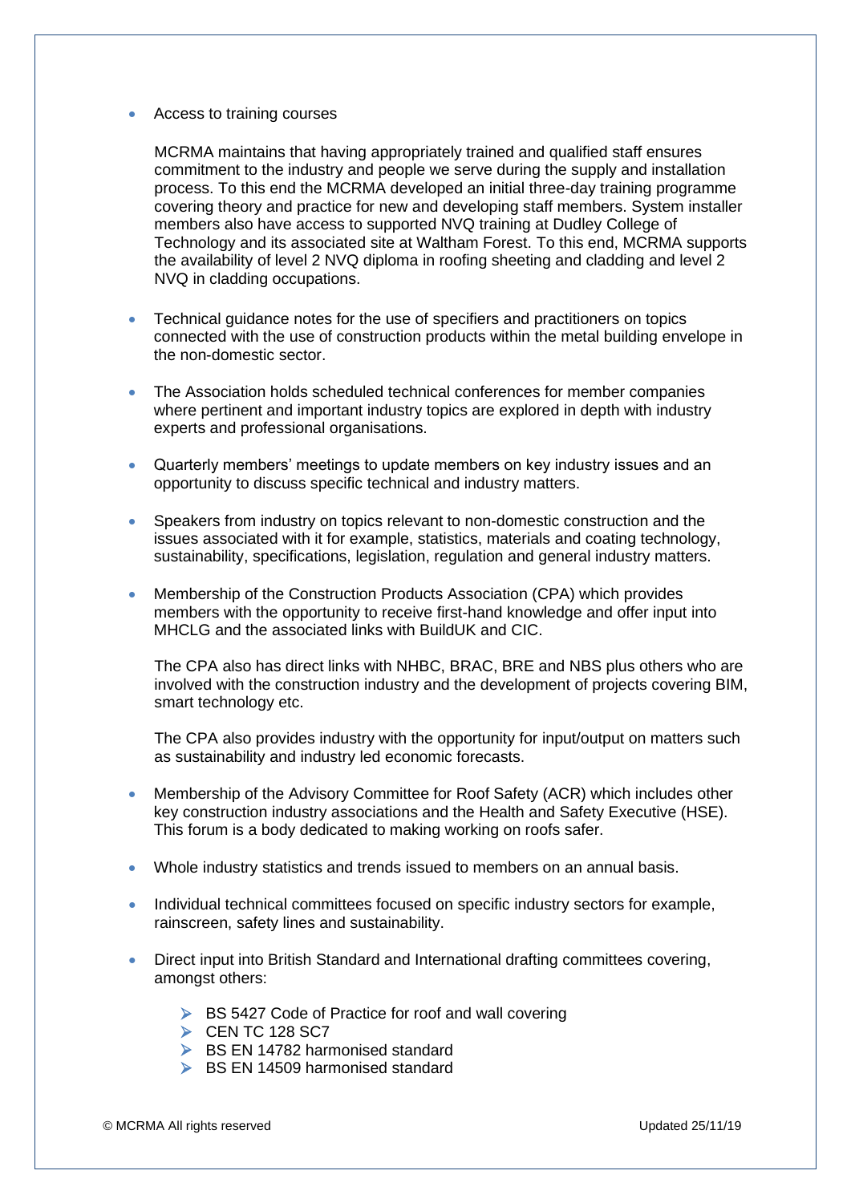- Access to training courses

  MCRMA maintains that having appropriately trained and qualified staff ensures commitment to the industry and people we serve during the supply and installation process. To this end the MCRMA developed an initial three-day training programme covering theory and practice for new and developing staff members. System installer members also have access to supported NVQ training at Dudley College of Technology and its associated site at Waltham Forest. To this end, MCRMA supports the availability of level 2 NVQ diploma in roofing sheeting and cladding and level 2 NVQ in cladding occupations.

- Technical guidance notes for the use of specifiers and practitioners on topics connected with the use of construction products within the metal building envelope in the non-domestic sector.

- The Association holds scheduled technical conferences for member companies where pertinent and important industry topics are explored in depth with industry experts and professional organisations.

- Quarterly members' meetings to update members on key industry issues and an opportunity to discuss specific technical and industry matters.

- Speakers from industry on topics relevant to non-domestic construction and the issues associated with it for example, statistics, materials and coating technology, sustainability, specifications, legislation, regulation and general industry matters.

- Membership of the Construction Products Association (CPA) which provides members with the opportunity to receive first-hand knowledge and offer input into MHCLG and the associated links with BuildUK and CIC.

  The CPA also has direct links with NHBC, BRAC, BRE and NBS plus others who are involved with the construction industry and the development of projects covering BIM, smart technology etc.

  The CPA also provides industry with the opportunity for input/output on matters such as sustainability and industry led economic forecasts.

- Membership of the Advisory Committee for Roof Safety (ACR) which includes other key construction industry associations and the Health and Safety Executive (HSE). This forum is a body dedicated to making working on roofs safer.

- Whole industry statistics and trends issued to members on an annual basis.

- Individual technical committees focused on specific industry sectors for example, rainscreen, safety lines and sustainability.

- Direct input into British Standard and International drafting committees covering, amongst others:

  - BS 5427 Code of Practice for roof and wall covering
  - CEN TC 128 SC7
  - BS EN 14782 harmonised standard
  - BS EN 14509 harmonised standard

© MCRMA All rights reserved Updated 25/11/19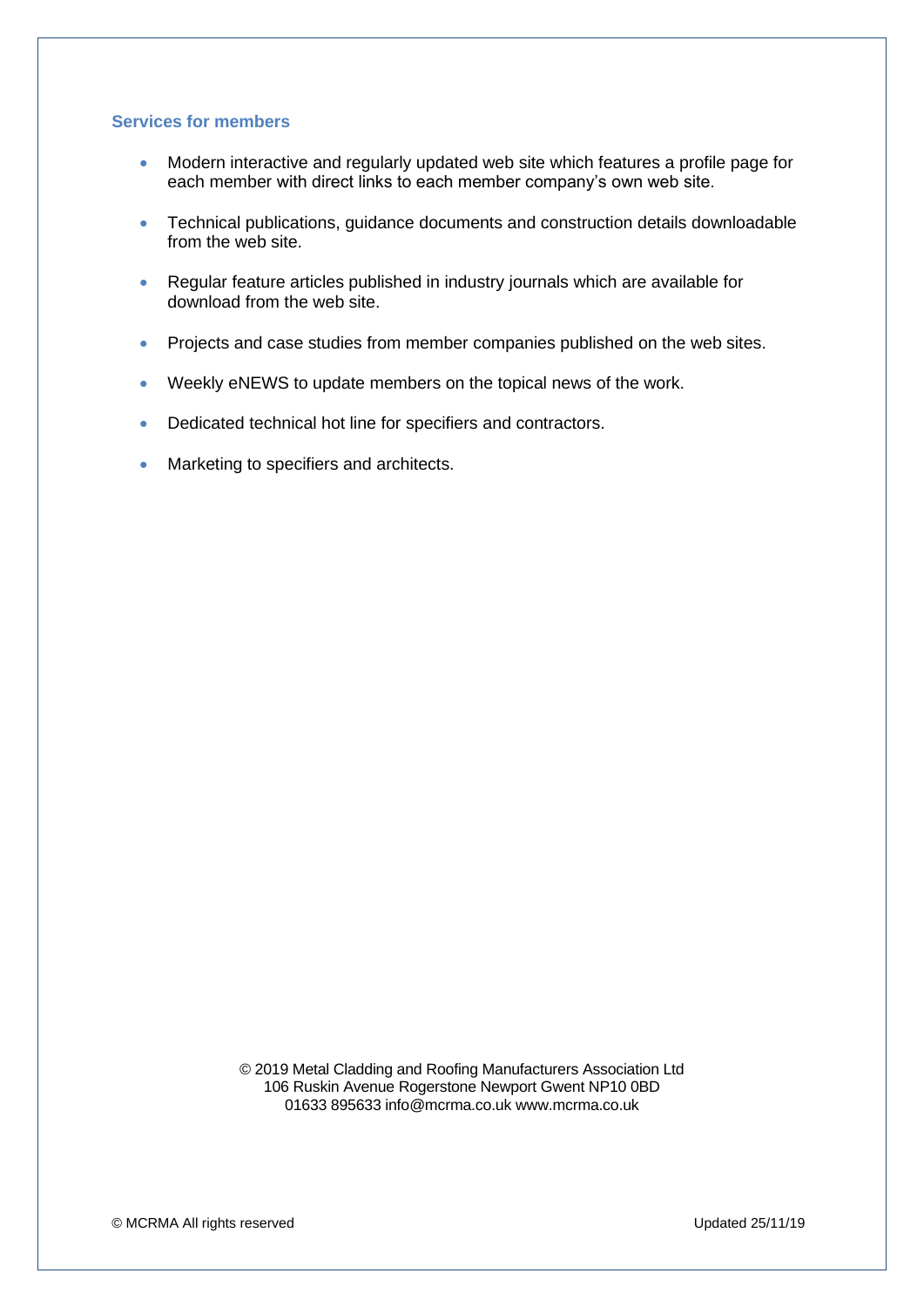### Services for members

- Modern interactive and regularly updated web site which features a profile page for each member with direct links to each member company's own web site.
- Technical publications, guidance documents and construction details downloadable from the web site.
- Regular feature articles published in industry journals which are available for download from the web site.
- Projects and case studies from member companies published on the web sites.
- Weekly eNEWS to update members on the topical news of the work.
- Dedicated technical hot line for specifiers and contractors.
- Marketing to specifiers and architects.

© 2019 Metal Cladding and Roofing Manufacturers Association Ltd
106 Ruskin Avenue Rogerstone Newport Gwent NP10 0BD
01633 895633 info@mcrma.co.uk www.mcrma.co.uk

© MCRMA All rights reserved

Updated 25/11/19